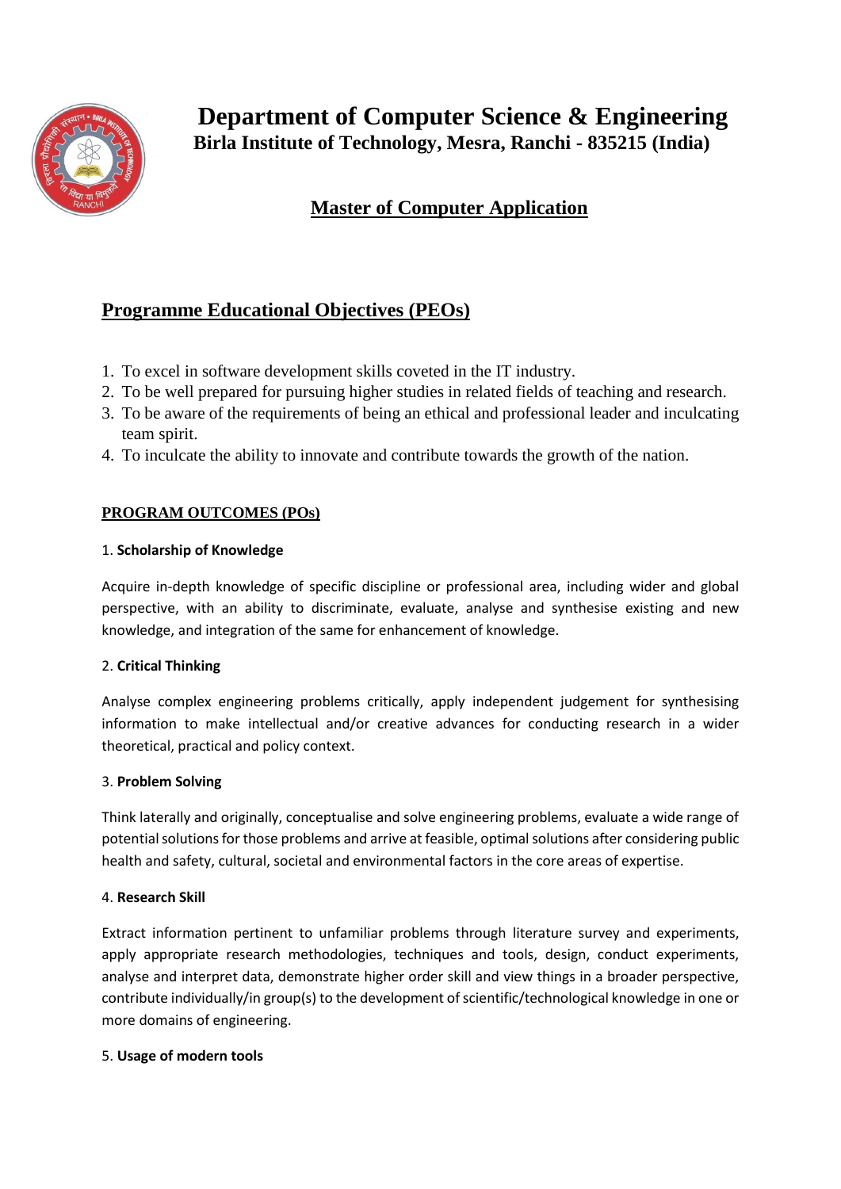# Department of Computer Science & Engineering

**Birla Institute of Technology, Mesra, Ranchi - 835215 (India)**

## Master of Computer Application

## Programme Educational Objectives (PEOs)

1. To excel in software development skills coveted in the IT industry.
2. To be well prepared for pursuing higher studies in related fields of teaching and research.
3. To be aware of the requirements of being an ethical and professional leader and inculcating team spirit.
4. To inculcate the ability to innovate and contribute towards the growth of the nation.

### PROGRAM OUTCOMES (POs)

1. **Scholarship of Knowledge**

Acquire in-depth knowledge of specific discipline or professional area, including wider and global perspective, with an ability to discriminate, evaluate, analyse and synthesise existing and new knowledge, and integration of the same for enhancement of knowledge.

2. **Critical Thinking**

Analyse complex engineering problems critically, apply independent judgement for synthesising information to make intellectual and/or creative advances for conducting research in a wider theoretical, practical and policy context.

3. **Problem Solving**

Think laterally and originally, conceptualise and solve engineering problems, evaluate a wide range of potential solutions for those problems and arrive at feasible, optimal solutions after considering public health and safety, cultural, societal and environmental factors in the core areas of expertise.

4. **Research Skill**

Extract information pertinent to unfamiliar problems through literature survey and experiments, apply appropriate research methodologies, techniques and tools, design, conduct experiments, analyse and interpret data, demonstrate higher order skill and view things in a broader perspective, contribute individually/in group(s) to the development of scientific/technological knowledge in one or more domains of engineering.

5. **Usage of modern tools**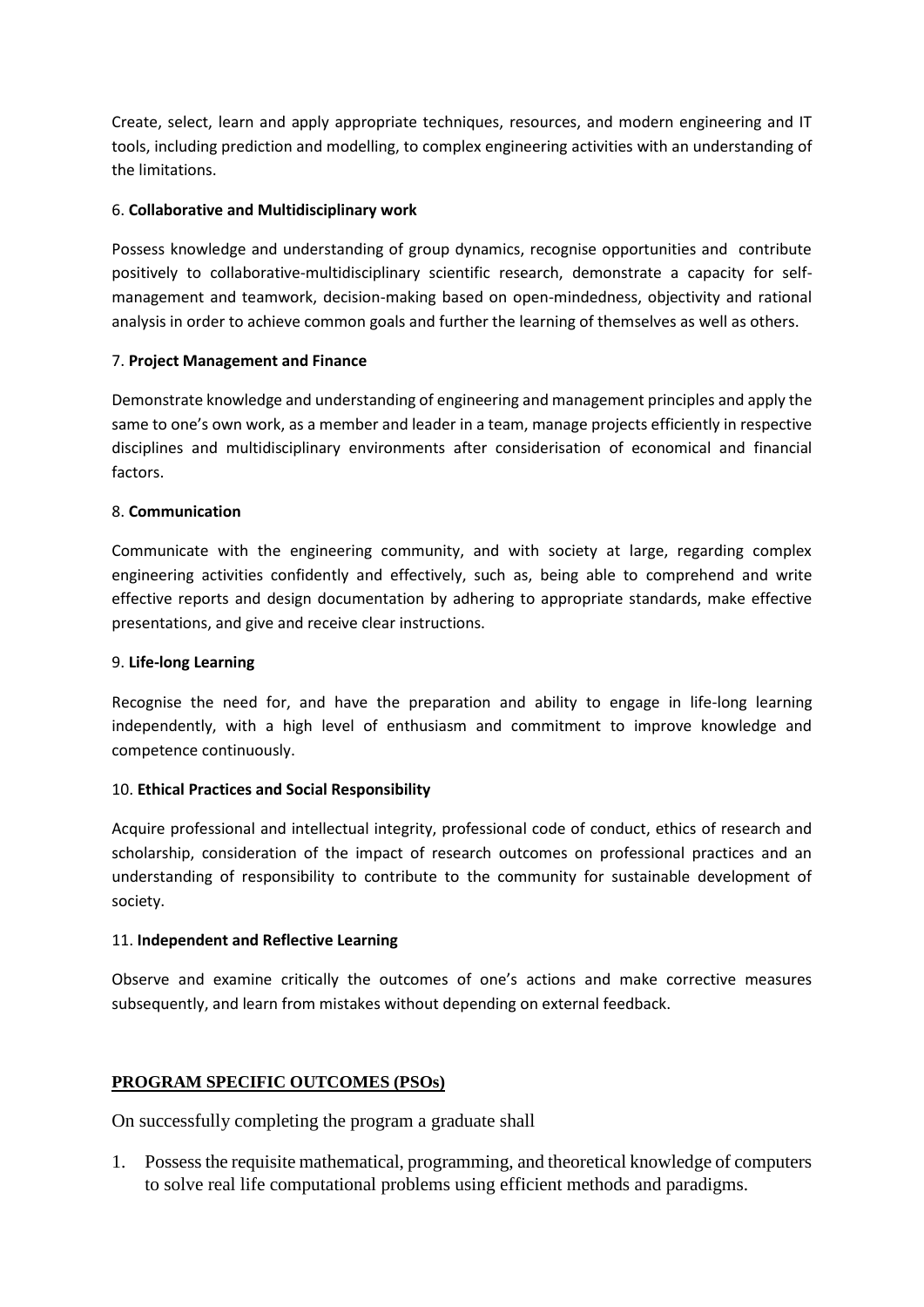Create, select, learn and apply appropriate techniques, resources, and modern engineering and IT tools, including prediction and modelling, to complex engineering activities with an understanding of the limitations.

6. **Collaborative and Multidisciplinary work**

Possess knowledge and understanding of group dynamics, recognise opportunities and contribute positively to collaborative-multidisciplinary scientific research, demonstrate a capacity for self-management and teamwork, decision-making based on open-mindedness, objectivity and rational analysis in order to achieve common goals and further the learning of themselves as well as others.

7. **Project Management and Finance**

Demonstrate knowledge and understanding of engineering and management principles and apply the same to one's own work, as a member and leader in a team, manage projects efficiently in respective disciplines and multidisciplinary environments after considerisation of economical and financial factors.

8. **Communication**

Communicate with the engineering community, and with society at large, regarding complex engineering activities confidently and effectively, such as, being able to comprehend and write effective reports and design documentation by adhering to appropriate standards, make effective presentations, and give and receive clear instructions.

9. **Life-long Learning**

Recognise the need for, and have the preparation and ability to engage in life-long learning independently, with a high level of enthusiasm and commitment to improve knowledge and competence continuously.

10. **Ethical Practices and Social Responsibility**

Acquire professional and intellectual integrity, professional code of conduct, ethics of research and scholarship, consideration of the impact of research outcomes on professional practices and an understanding of responsibility to contribute to the community for sustainable development of society.

11. **Independent and Reflective Learning**

Observe and examine critically the outcomes of one's actions and make corrective measures subsequently, and learn from mistakes without depending on external feedback.

## PROGRAM SPECIFIC OUTCOMES (PSOs)

On successfully completing the program a graduate shall

1. Possess the requisite mathematical, programming, and theoretical knowledge of computers to solve real life computational problems using efficient methods and paradigms.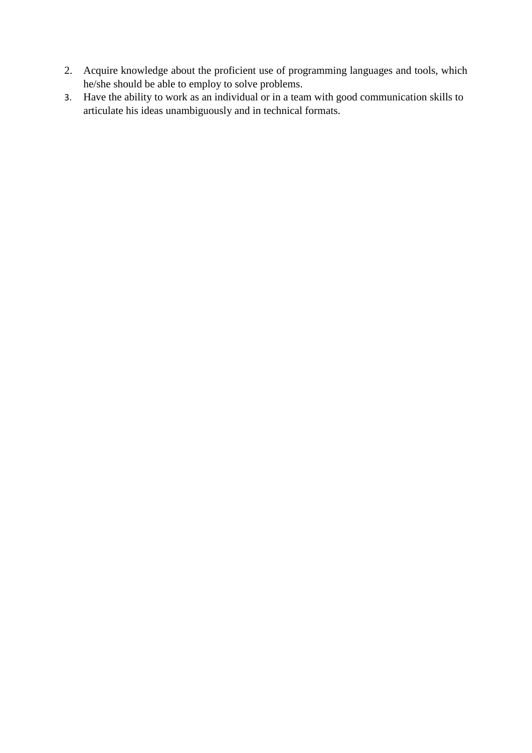2. Acquire knowledge about the proficient use of programming languages and tools, which he/she should be able to employ to solve problems.
3. Have the ability to work as an individual or in a team with good communication skills to articulate his ideas unambiguously and in technical formats.